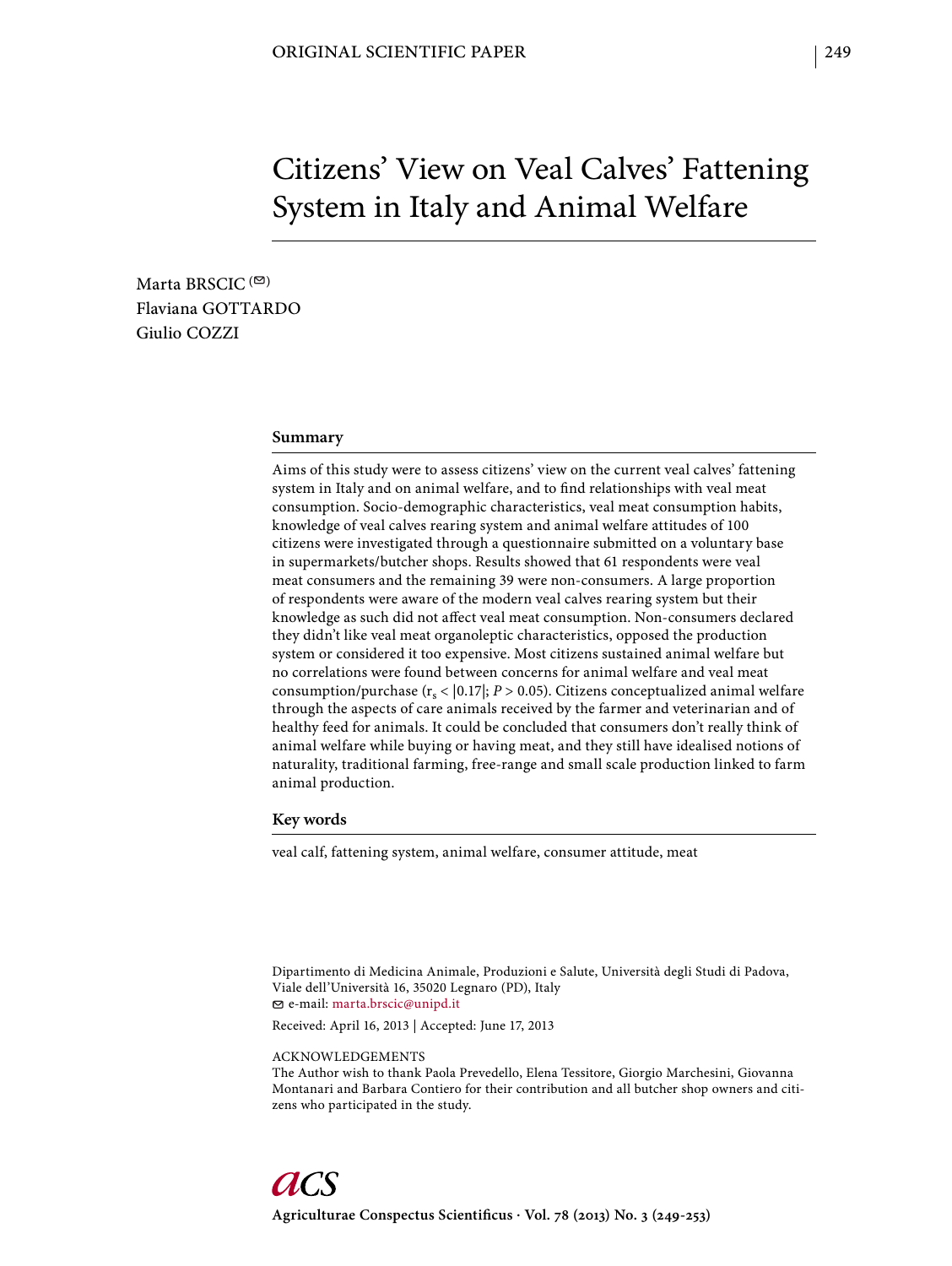ORIGINAL SCIENTIFIC PAPER

# Citizens' View on Veal Calves' Fattening System in Italy and Animal Welfare

Marta BRSCIC (✉)
Flaviana GOTTARDO
Giulio COZZI

## Summary

Aims of this study were to assess citizens' view on the current veal calves' fattening system in Italy and on animal welfare, and to find relationships with veal meat consumption. Socio-demographic characteristics, veal meat consumption habits, knowledge of veal calves rearing system and animal welfare attitudes of 100 citizens were investigated through a questionnaire submitted on a voluntary base in supermarkets/butcher shops. Results showed that 61 respondents were veal meat consumers and the remaining 39 were non-consumers. A large proportion of respondents were aware of the modern veal calves rearing system but their knowledge as such did not affect veal meat consumption. Non-consumers declared they didn't like veal meat organoleptic characteristics, opposed the production system or considered it too expensive. Most citizens sustained animal welfare but no correlations were found between concerns for animal welfare and veal meat consumption/purchase ($r_s < |0.17|$; $P > 0.05$). Citizens conceptualized animal welfare through the aspects of care animals received by the farmer and veterinarian and of healthy feed for animals. It could be concluded that consumers don't really think of animal welfare while buying or having meat, and they still have idealised notions of naturality, traditional farming, free-range and small scale production linked to farm animal production.

## Key words

veal calf, fattening system, animal welfare, consumer attitude, meat

Dipartimento di Medicina Animale, Produzioni e Salute, Università degli Studi di Padova, Viale dell'Università 16, 35020 Legnaro (PD), Italy
✉ e-mail: marta.brscic@unipd.it

Received: April 16, 2013 | Accepted: June 17, 2013

ACKNOWLEDGEMENTS
The Author wish to thank Paola Prevedello, Elena Tessitore, Giorgio Marchesini, Giovanna Montanari and Barbara Contiero for their contribution and all butcher shop owners and citizens who participated in the study.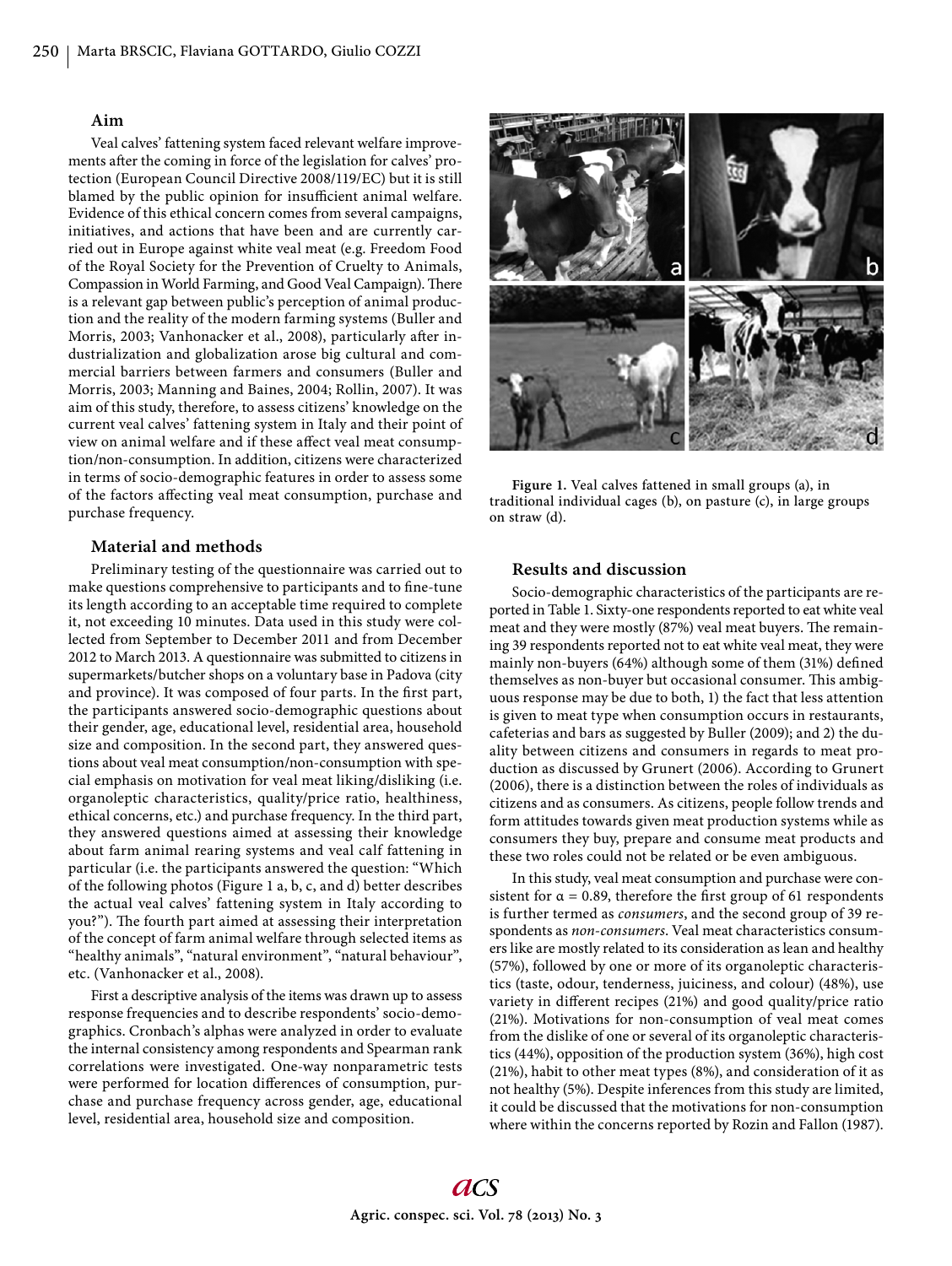### Aim

Veal calves' fattening system faced relevant welfare improvements after the coming in force of the legislation for calves' protection (European Council Directive 2008/119/EC) but it is still blamed by the public opinion for insufficient animal welfare. Evidence of this ethical concern comes from several campaigns, initiatives, and actions that have been and are currently carried out in Europe against white veal meat (e.g. Freedom Food of the Royal Society for the Prevention of Cruelty to Animals, Compassion in World Farming, and Good Veal Campaign). There is a relevant gap between public's perception of animal production and the reality of the modern farming systems (Buller and Morris, 2003; Vanhonacker et al., 2008), particularly after industrialization and globalization arose big cultural and commercial barriers between farmers and consumers (Buller and Morris, 2003; Manning and Baines, 2004; Rollin, 2007). It was aim of this study, therefore, to assess citizens' knowledge on the current veal calves' fattening system in Italy and their point of view on animal welfare and if these affect veal meat consumption/non-consumption. In addition, citizens were characterized in terms of socio-demographic features in order to assess some of the factors affecting veal meat consumption, purchase and purchase frequency.

### Material and methods

Preliminary testing of the questionnaire was carried out to make questions comprehensive to participants and to fine-tune its length according to an acceptable time required to complete it, not exceeding 10 minutes. Data used in this study were collected from September to December 2011 and from December 2012 to March 2013. A questionnaire was submitted to citizens in supermarkets/butcher shops on a voluntary base in Padova (city and province). It was composed of four parts. In the first part, the participants answered socio-demographic questions about their gender, age, educational level, residential area, household size and composition. In the second part, they answered questions about veal meat consumption/non-consumption with special emphasis on motivation for veal meat liking/disliking (i.e. organoleptic characteristics, quality/price ratio, healthiness, ethical concerns, etc.) and purchase frequency. In the third part, they answered questions aimed at assessing their knowledge about farm animal rearing systems and veal calf fattening in particular (i.e. the participants answered the question: "Which of the following photos (Figure 1 a, b, c, and d) better describes the actual veal calves' fattening system in Italy according to you?"). The fourth part aimed at assessing their interpretation of the concept of farm animal welfare through selected items as "healthy animals", "natural environment", "natural behaviour", etc. (Vanhonacker et al., 2008).

First a descriptive analysis of the items was drawn up to assess response frequencies and to describe respondents' socio-demographics. Cronbach's alphas were analyzed in order to evaluate the internal consistency among respondents and Spearman rank correlations were investigated. One-way nonparametric tests were performed for location differences of consumption, purchase and purchase frequency across gender, age, educational level, residential area, household size and composition.

**Figure 1.** Veal calves fattened in small groups (a), in traditional individual cages (b), on pasture (c), in large groups on straw (d).

### Results and discussion

Socio-demographic characteristics of the participants are reported in Table 1. Sixty-one respondents reported to eat white veal meat and they were mostly (87%) veal meat buyers. The remaining 39 respondents reported not to eat white veal meat, they were mainly non-buyers (64%) although some of them (31%) defined themselves as non-buyer but occasional consumer. This ambiguous response may be due to both, 1) the fact that less attention is given to meat type when consumption occurs in restaurants, cafeterias and bars as suggested by Buller (2009); and 2) the duality between citizens and consumers in regards to meat production as discussed by Grunert (2006). According to Grunert (2006), there is a distinction between the roles of individuals as citizens and as consumers. As citizens, people follow trends and form attitudes towards given meat production systems while as consumers they buy, prepare and consume meat products and these two roles could not be related or be even ambiguous.

In this study, veal meat consumption and purchase were consistent for $\alpha = 0.89$, therefore the first group of 61 respondents is further termed as *consumers*, and the second group of 39 respondents as *non-consumers*. Veal meat characteristics consumers like are mostly related to its consideration as lean and healthy (57%), followed by one or more of its organoleptic characteristics (taste, odour, tenderness, juiciness, and colour) (48%), use variety in different recipes (21%) and good quality/price ratio (21%). Motivations for non-consumption of veal meat comes from the dislike of one or several of its organoleptic characteristics (44%), opposition of the production system (36%), high cost (21%), habit to other meat types (8%), and consideration of it as not healthy (5%). Despite inferences from this study are limited, it could be discussed that the motivations for non-consumption where within the concerns reported by Rozin and Fallon (1987).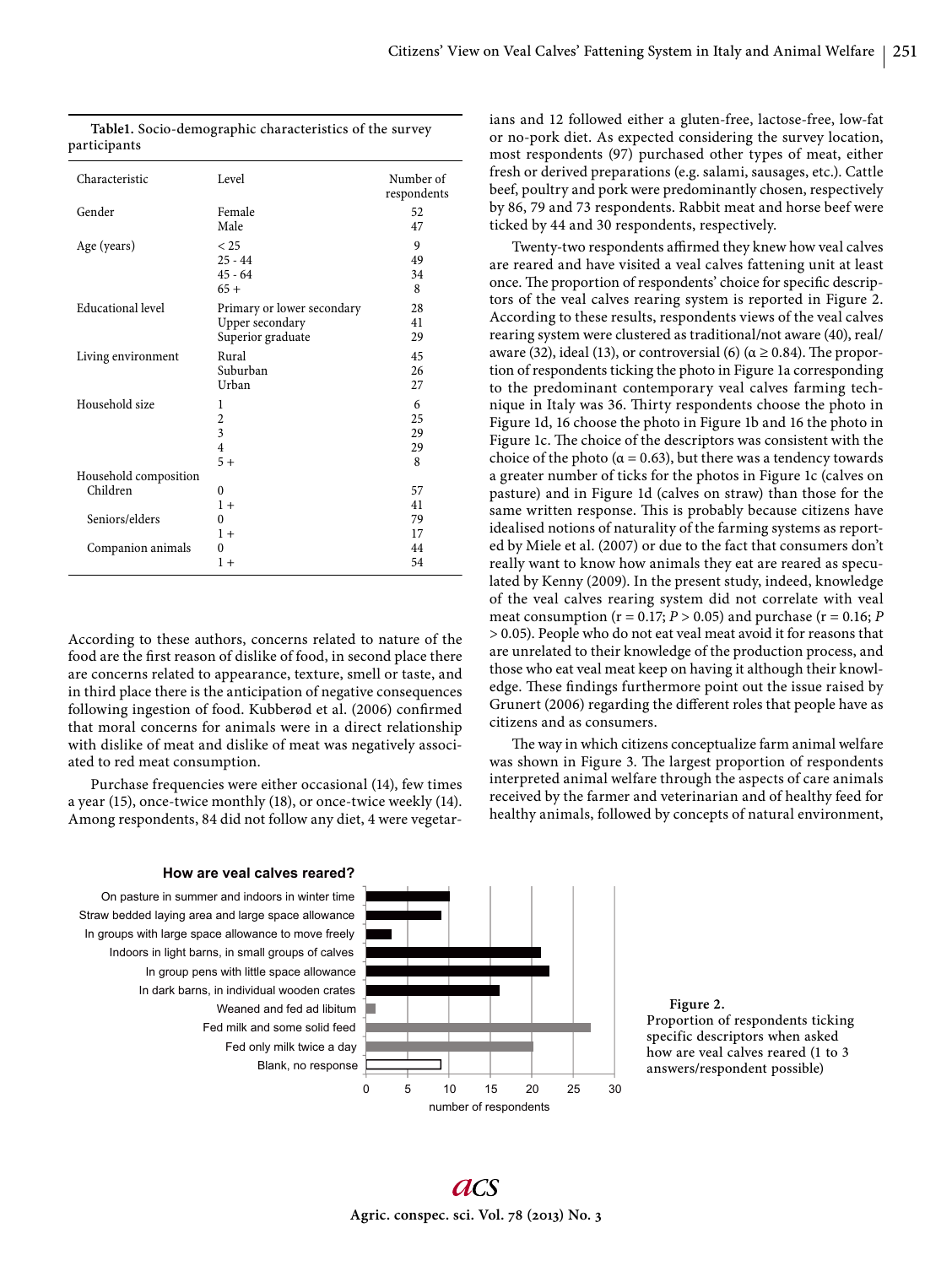**Table1.** Socio-demographic characteristics of the survey participants

| Characteristic | Level | Number of respondents |
|---|---|---|
| Gender | Female | 52 |
| | Male | 47 |
| Age (years) | < 25 | 9 |
| | 25 - 44 | 49 |
| | 45 - 64 | 34 |
| | 65 + | 8 |
| Educational level | Primary or lower secondary | 28 |
| | Upper secondary | 41 |
| | Superior graduate | 29 |
| Living environment | Rural | 45 |
| | Suburban | 26 |
| | Urban | 27 |
| Household size | 1 | 6 |
| | 2 | 25 |
| | 3 | 29 |
| | 4 | 29 |
| | 5 + | 8 |
| Household composition | | |
| Children | 0 | 57 |
| | 1 + | 41 |
| Seniors/elders | 0 | 79 |
| | 1 + | 17 |
| Companion animals | 0 | 44 |
| | 1 + | 54 |

According to these authors, concerns related to nature of the food are the first reason of dislike of food, in second place there are concerns related to appearance, texture, smell or taste, and in third place there is the anticipation of negative consequences following ingestion of food. Kubberød et al. (2006) confirmed that moral concerns for animals were in a direct relationship with dislike of meat and dislike of meat was negatively associated to red meat consumption.

Purchase frequencies were either occasional (14), few times a year (15), once-twice monthly (18), or once-twice weekly (14). Among respondents, 84 did not follow any diet, 4 were vegetarians and 12 followed either a gluten-free, lactose-free, low-fat or no-pork diet. As expected considering the survey location, most respondents (97) purchased other types of meat, either fresh or derived preparations (e.g. salami, sausages, etc.). Cattle beef, poultry and pork were predominantly chosen, respectively by 86, 79 and 73 respondents. Rabbit meat and horse beef were ticked by 44 and 30 respondents, respectively.

Twenty-two respondents affirmed they knew how veal calves are reared and have visited a veal calves fattening unit at least once. The proportion of respondents' choice for specific descriptors of the veal calves rearing system is reported in Figure 2. According to these results, respondents views of the veal calves rearing system were clustered as traditional/not aware (40), real/aware (32), ideal (13), or controversial (6) ($\alpha \geq 0.84$). The proportion of respondents ticking the photo in Figure 1a corresponding to the predominant contemporary veal calves farming technique in Italy was 36. Thirty respondents choose the photo in Figure 1d, 16 choose the photo in Figure 1b and 16 the photo in Figure 1c. The choice of the descriptors was consistent with the choice of the photo ($\alpha = 0.63$), but there was a tendency towards a greater number of ticks for the photos in Figure 1c (calves on pasture) and in Figure 1d (calves on straw) than those for the same written response. This is probably because citizens have idealised notions of naturality of the farming systems as reported by Miele et al. (2007) or due to the fact that consumers don't really want to know how animals they eat are reared as speculated by Kenny (2009). In the present study, indeed, knowledge of the veal calves rearing system did not correlate with veal meat consumption ($r = 0.17$; $P > 0.05$) and purchase ($r = 0.16$; $P > 0.05$). People who do not eat veal meat avoid it for reasons that are unrelated to their knowledge of the production process, and those who eat veal meat keep on having it although their knowledge. These findings furthermore point out the issue raised by Grunert (2006) regarding the different roles that people have as citizens and as consumers.

The way in which citizens conceptualize farm animal welfare was shown in Figure 3. The largest proportion of respondents interpreted animal welfare through the aspects of care animals received by the farmer and veterinarian and of healthy feed for healthy animals, followed by concepts of natural environment,

**How are veal calves reared?**

| Descriptor | Number of respondents |
|---|---|
| On pasture in summer and indoors in winter time | 10 |
| Straw bedded laying area and large space allowance | 9 |
| In groups with large space allowance to move freely | 3 |
| Indoors in light barns, in small groups of calves | 21 |
| In group pens with little space allowance | 22 |
| In dark barns, in individual wooden crates | 16 |
| Weaned and fed ad libitum | 1 |
| Fed milk and some solid feed | 27 |
| Fed only milk twice a day | 20 |
| Blank, no response | 9 |

**Figure 2.** Proportion of respondents ticking specific descriptors when asked how are veal calves reared (1 to 3 answers/respondent possible)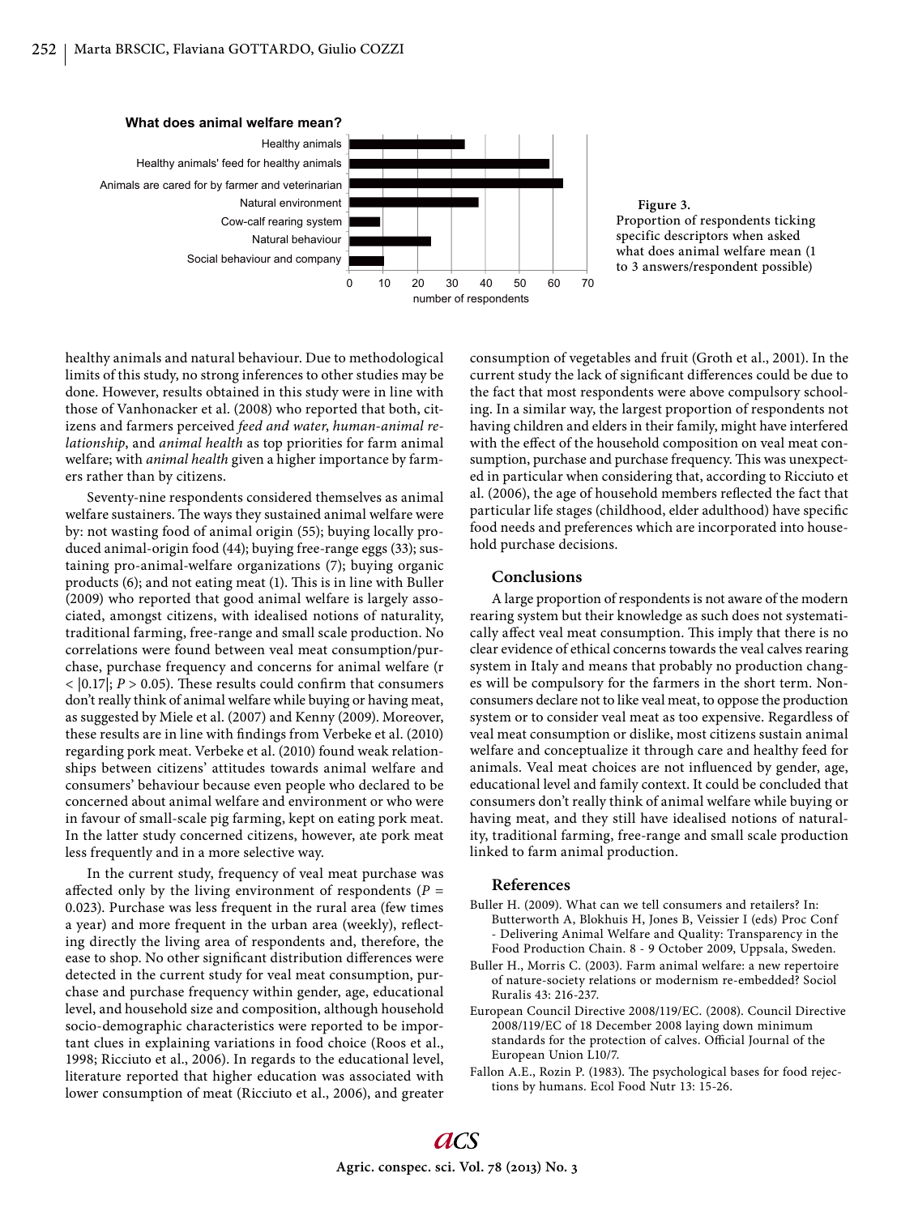**What does animal welfare mean?**

| Descriptor | Number of respondents (approx.) |
|---|---|
| Healthy animals | 34 |
| Healthy animals' feed for healthy animals | 59 |
| Animals are cared for by farmer and veterinarian | 63 |
| Natural environment | 38 |
| Cow-calf rearing system | 9 |
| Natural behaviour | 24 |
| Social behaviour and company | 10 |

**Figure 3.**
Proportion of respondents ticking specific descriptors when asked what does animal welfare mean (1 to 3 answers/respondent possible)

healthy animals and natural behaviour. Due to methodological limits of this study, no strong inferences to other studies may be done. However, results obtained in this study were in line with those of Vanhonacker et al. (2008) who reported that both, citizens and farmers perceived *feed and water*, *human-animal relationship*, and *animal health* as top priorities for farm animal welfare; with *animal health* given a higher importance by farmers rather than by citizens.

Seventy-nine respondents considered themselves as animal welfare sustainers. The ways they sustained animal welfare were by: not wasting food of animal origin (55); buying locally produced animal-origin food (44); buying free-range eggs (33); sustaining pro-animal-welfare organizations (7); buying organic products (6); and not eating meat (1). This is in line with Buller (2009) who reported that good animal welfare is largely associated, amongst citizens, with idealised notions of naturality, traditional farming, free-range and small scale production. No correlations were found between veal meat consumption/purchase, purchase frequency and concerns for animal welfare ($r < |0.17|$; $P > 0.05$). These results could confirm that consumers don't really think of animal welfare while buying or having meat, as suggested by Miele et al. (2007) and Kenny (2009). Moreover, these results are in line with findings from Verbeke et al. (2010) regarding pork meat. Verbeke et al. (2010) found weak relationships between citizens' attitudes towards animal welfare and consumers' behaviour because even people who declared to be concerned about animal welfare and environment or who were in favour of small-scale pig farming, kept on eating pork meat. In the latter study concerned citizens, however, ate pork meat less frequently and in a more selective way.

In the current study, frequency of veal meat purchase was affected only by the living environment of respondents ($P = 0.023$). Purchase was less frequent in the rural area (few times a year) and more frequent in the urban area (weekly), reflecting directly the living area of respondents and, therefore, the ease to shop. No other significant distribution differences were detected in the current study for veal meat consumption, purchase and purchase frequency within gender, age, educational level, and household size and composition, although household socio-demographic characteristics were reported to be important clues in explaining variations in food choice (Roos et al., 1998; Ricciuto et al., 2006). In regards to the educational level, literature reported that higher education was associated with lower consumption of meat (Ricciuto et al., 2006), and greater consumption of vegetables and fruit (Groth et al., 2001). In the current study the lack of significant differences could be due to the fact that most respondents were above compulsory schooling. In a similar way, the largest proportion of respondents not having children and elders in their family, might have interfered with the effect of the household composition on veal meat consumption, purchase and purchase frequency. This was unexpected in particular when considering that, according to Ricciuto et al. (2006), the age of household members reflected the fact that particular life stages (childhood, elder adulthood) have specific food needs and preferences which are incorporated into household purchase decisions.

## Conclusions

A large proportion of respondents is not aware of the modern rearing system but their knowledge as such does not systematically affect veal meat consumption. This imply that there is no clear evidence of ethical concerns towards the veal calves rearing system in Italy and means that probably no production changes will be compulsory for the farmers in the short term. Non-consumers declare not to like veal meat, to oppose the production system or to consider veal meat as too expensive. Regardless of veal meat consumption or dislike, most citizens sustain animal welfare and conceptualize it through care and healthy feed for animals. Veal meat choices are not influenced by gender, age, educational level and family context. It could be concluded that consumers don't really think of animal welfare while buying or having meat, and they still have idealised notions of naturality, traditional farming, free-range and small scale production linked to farm animal production.

## References

Buller H. (2009). What can we tell consumers and retailers? In: Butterworth A, Blokhuis H, Jones B, Veissier I (eds) Proc Conf - Delivering Animal Welfare and Quality: Transparency in the Food Production Chain. 8 - 9 October 2009, Uppsala, Sweden.

Buller H., Morris C. (2003). Farm animal welfare: a new repertoire of nature-society relations or modernism re-embedded? Sociol Ruralis 43: 216-237.

European Council Directive 2008/119/EC. (2008). Council Directive 2008/119/EC of 18 December 2008 laying down minimum standards for the protection of calves. Official Journal of the European Union L10/7.

Fallon A.E., Rozin P. (1983). The psychological bases for food rejections by humans. Ecol Food Nutr 13: 15-26.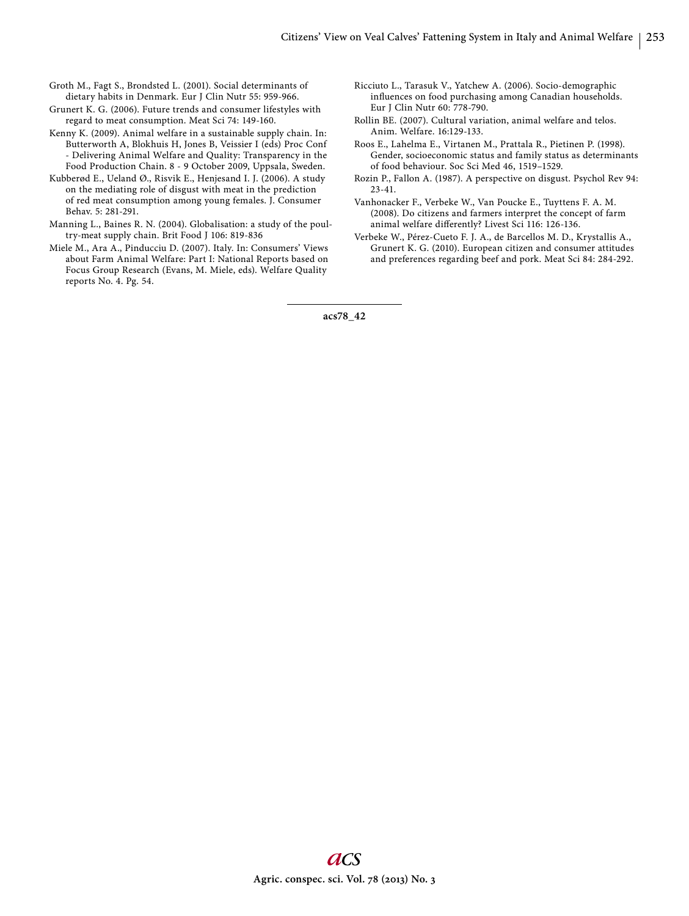Groth M., Fagt S., Brondsted L. (2001). Social determinants of dietary habits in Denmark. Eur J Clin Nutr 55: 959-966.

Grunert K. G. (2006). Future trends and consumer lifestyles with regard to meat consumption. Meat Sci 74: 149-160.

Kenny K. (2009). Animal welfare in a sustainable supply chain. In: Butterworth A, Blokhuis H, Jones B, Veissier I (eds) Proc Conf - Delivering Animal Welfare and Quality: Transparency in the Food Production Chain. 8 - 9 October 2009, Uppsala, Sweden.

Kubberød E., Ueland Ø., Risvik E., Henjesand I. J. (2006). A study on the mediating role of disgust with meat in the prediction of red meat consumption among young females. J. Consumer Behav. 5: 281-291.

Manning L., Baines R. N. (2004). Globalisation: a study of the poultry-meat supply chain. Brit Food J 106: 819-836

Miele M., Ara A., Pinducciu D. (2007). Italy. In: Consumers' Views about Farm Animal Welfare: Part I: National Reports based on Focus Group Research (Evans, M. Miele, eds). Welfare Quality reports No. 4. Pg. 54.

Ricciuto L., Tarasuk V., Yatchew A. (2006). Socio-demographic influences on food purchasing among Canadian households. Eur J Clin Nutr 60: 778-790.

Rollin BE. (2007). Cultural variation, animal welfare and telos. Anim. Welfare. 16:129-133.

Roos E., Lahelma E., Virtanen M., Prattala R., Pietinen P. (1998). Gender, socioeconomic status and family status as determinants of food behaviour. Soc Sci Med 46, 1519–1529.

Rozin P., Fallon A. (1987). A perspective on disgust. Psychol Rev 94: 23-41.

Vanhonacker F., Verbeke W., Van Poucke E., Tuyttens F. A. M. (2008). Do citizens and farmers interpret the concept of farm animal welfare differently? Livest Sci 116: 126-136.

Verbeke W., Pérez-Cueto F. J. A., de Barcellos M. D., Krystallis A., Grunert K. G. (2010). European citizen and consumer attitudes and preferences regarding beef and pork. Meat Sci 84: 284-292.

---

**acs78_42**